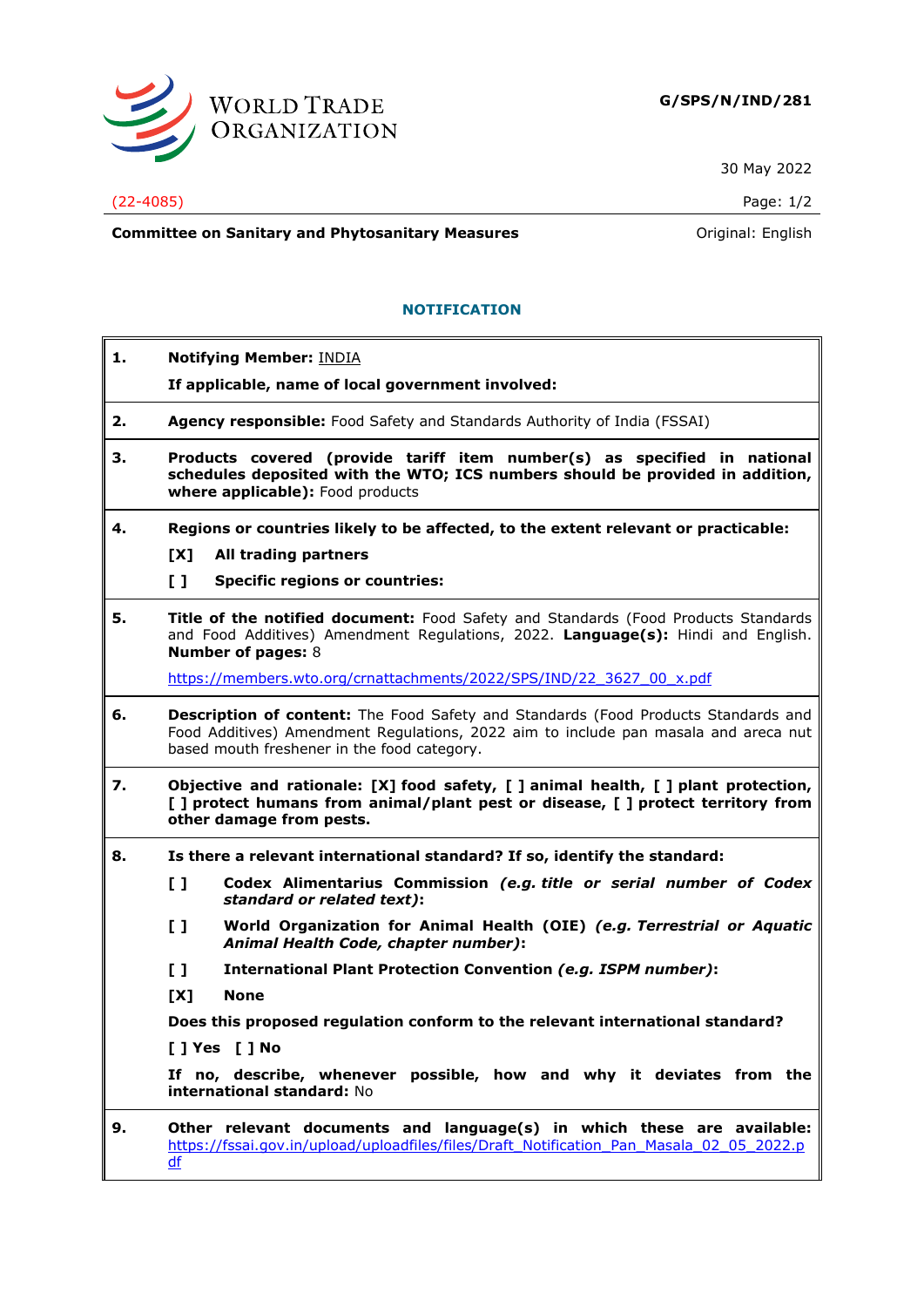**G/SPS/N/IND/281**

30 May 2022

(22-4085)

**Committee on Sanitary and Phytosanitary Measures**

Original: English

## NOTIFICATION

**1. Notifying Member:** INDIA

**If applicable, name of local government involved:**

**2. Agency responsible:** Food Safety and Standards Authority of India (FSSAI)

**3. Products covered (provide tariff item number(s) as specified in national schedules deposited with the WTO; ICS numbers should be provided in addition, where applicable):** Food products

**4. Regions or countries likely to be affected, to the extent relevant or practicable:**

[X] **All trading partners**

[ ] **Specific regions or countries:**

**5. Title of the notified document:** Food Safety and Standards (Food Products Standards and Food Additives) Amendment Regulations, 2022. **Language(s):** Hindi and English. **Number of pages:** 8

https://members.wto.org/crnattachments/2022/SPS/IND/22_3627_00_x.pdf

**6. Description of content:** The Food Safety and Standards (Food Products Standards and Food Additives) Amendment Regulations, 2022 aim to include pan masala and areca nut based mouth freshener in the food category.

**7. Objective and rationale: [X] food safety, [ ] animal health, [ ] plant protection, [ ] protect humans from animal/plant pest or disease, [ ] protect territory from other damage from pests.**

**8. Is there a relevant international standard? If so, identify the standard:**

[ ] **Codex Alimentarius Commission *(e.g. title or serial number of Codex standard or related text)*:**

[ ] **World Organization for Animal Health (OIE) *(e.g. Terrestrial or Aquatic Animal Health Code, chapter number)*:**

[ ] **International Plant Protection Convention *(e.g. ISPM number)*:**

[X] **None**

**Does this proposed regulation conform to the relevant international standard?**

**[ ] Yes [ ] No**

**If no, describe, whenever possible, how and why it deviates from the international standard:** No

**9. Other relevant documents and language(s) in which these are available:** https://fssai.gov.in/upload/uploadfiles/files/Draft_Notification_Pan_Masala_02_05_2022.pdf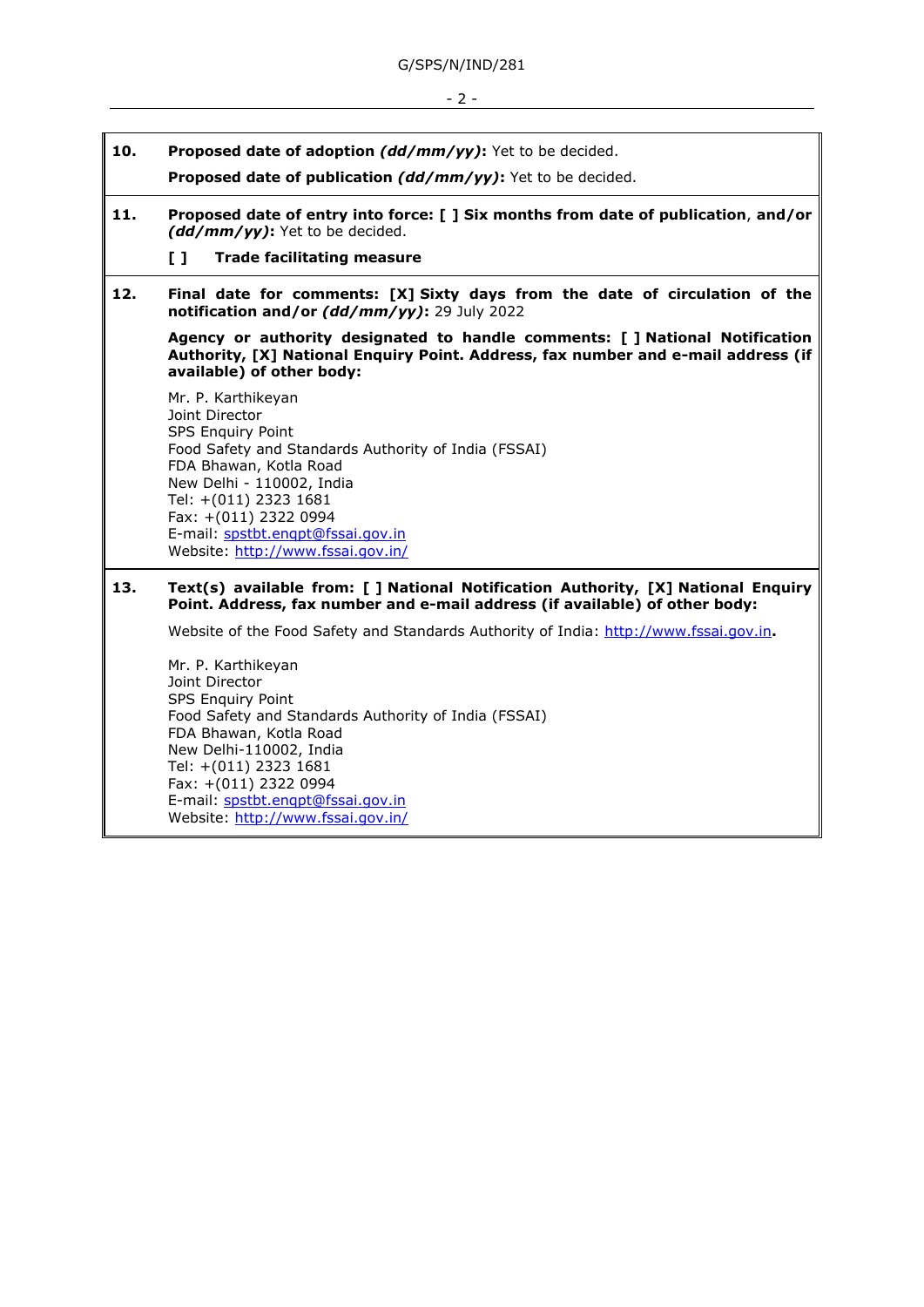**10. Proposed date of adoption *(dd/mm/yy)*:** Yet to be decided.

**Proposed date of publication *(dd/mm/yy)*:** Yet to be decided.

**11. Proposed date of entry into force: [ ] Six months from date of publication**, **and/or *(dd/mm/yy)*:** Yet to be decided.

**[ ] Trade facilitating measure**

**12. Final date for comments: [X] Sixty days from the date of circulation of the notification and/or *(dd/mm/yy)*:** 29 July 2022

**Agency or authority designated to handle comments: [ ] National Notification Authority, [X] National Enquiry Point. Address, fax number and e-mail address (if available) of other body:**

Mr. P. Karthikeyan
Joint Director
SPS Enquiry Point
Food Safety and Standards Authority of India (FSSAI)
FDA Bhawan, Kotla Road
New Delhi - 110002, India
Tel: +(011) 2323 1681
Fax: +(011) 2322 0994
E-mail: spstbt.enqpt@fssai.gov.in
Website: http://www.fssai.gov.in/

**13. Text(s) available from: [ ] National Notification Authority, [X] National Enquiry Point. Address, fax number and e-mail address (if available) of other body:**

Website of the Food Safety and Standards Authority of India: http://www.fssai.gov.in.

Mr. P. Karthikeyan
Joint Director
SPS Enquiry Point
Food Safety and Standards Authority of India (FSSAI)
FDA Bhawan, Kotla Road
New Delhi-110002, India
Tel: +(011) 2323 1681
Fax: +(011) 2322 0994
E-mail: spstbt.enqpt@fssai.gov.in
Website: http://www.fssai.gov.in/